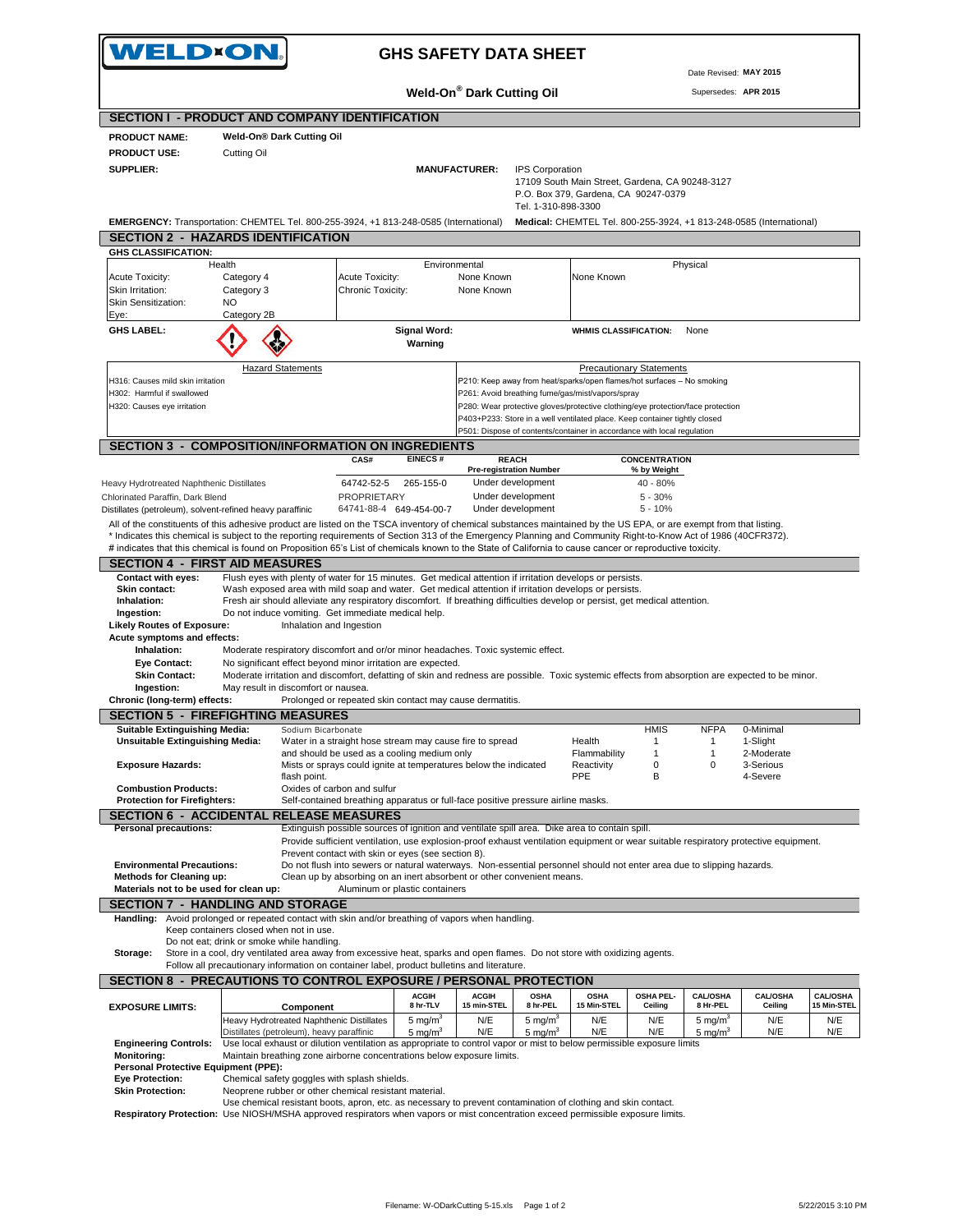# GHS SAFETY DATA SHEET

Date Revised: **MAY 2015**

Supersedes: **APR 2015**

**Weld-On® Dark Cutting Oil**

## SECTION I - PRODUCT AND COMPANY IDENTIFICATION

**PRODUCT NAME:** Weld-On® Dark Cutting Oil

**PRODUCT USE:** Cutting Oil

**SUPPLIER:**

**MANUFACTURER:** IPS Corporation
17109 South Main Street, Gardena, CA 90248-3127
P.O. Box 379, Gardena, CA 90247-0379
Tel. 1-310-898-3300

**EMERGENCY:** Transportation: CHEMTEL Tel. 800-255-3924, +1 813-248-0585 (International) **Medical:** CHEMTEL Tel. 800-255-3924, +1 813-248-0585 (International)

## SECTION 2 - HAZARDS IDENTIFICATION

**GHS CLASSIFICATION:**

| Health | | Environmental | | Physical |
|---|---|---|---|---|
| Acute Toxicity: | Category 4 | Acute Toxicity: | None Known | None Known |
| Skin Irritation: | Category 3 | Chronic Toxicity: | None Known | |
| Skin Sensitization: | NO | | | |
| Eye: | Category 2B | | | |

**GHS LABEL:**

**Signal Word:** Warning

**WHMIS CLASSIFICATION:** None

| Hazard Statements | Precautionary Statements |
|---|---|
| H316: Causes mild skin irritation | P210: Keep away from heat/sparks/open flames/hot surfaces – No smoking |
| H302: Harmful if swallowed | P261: Avoid breathing fume/gas/mist/vapors/spray |
| H320: Causes eye irritation | P280: Wear protective gloves/protective clothing/eye protection/face protection |
| | P403+P233: Store in a well ventilated place. Keep container tightly closed |
| | P501: Dispose of contents/container in accordance with local regulation |

## SECTION 3 - COMPOSITION/INFORMATION ON INGREDIENTS

| | CAS# | EINECS # | REACH Pre-registration Number | CONCENTRATION % by Weight |
|---|---|---|---|---|
| Heavy Hydrotreated Naphthenic Distillates | 64742-52-5 | 265-155-0 | Under development | 40 - 80% |
| Chlorinated Paraffin, Dark Blend | PROPRIETARY | | Under development | 5 - 30% |
| Distillates (petroleum), solvent-refined heavy paraffinic | 64741-88-4 | 649-454-00-7 | Under development | 5 - 10% |

All of the constituents of this adhesive product are listed on the TSCA inventory of chemical substances maintained by the US EPA, or are exempt from that listing.
* Indicates this chemical is subject to the reporting requirements of Section 313 of the Emergency Planning and Community Right-to-Know Act of 1986 (40CFR372).
# indicates that this chemical is found on Proposition 65's List of chemicals known to the State of California to cause cancer or reproductive toxicity.

## SECTION 4 - FIRST AID MEASURES

**Contact with eyes:** Flush eyes with plenty of water for 15 minutes. Get medical attention if irritation develops or persists.
**Skin contact:** Wash exposed area with mild soap and water. Get medical attention if irritation develops or persists.
**Inhalation:** Fresh air should alleviate any respiratory discomfort. If breathing difficulties develop or persist, get medical attention.
**Ingestion:** Do not induce vomiting. Get immediate medical help.
**Likely Routes of Exposure:** Inhalation and Ingestion
**Acute symptoms and effects:**
**Inhalation:** Moderate respiratory discomfort and or/or minor headaches. Toxic systemic effect.
**Eye Contact:** No significant effect beyond minor irritation are expected.
**Skin Contact:** Moderate irritation and discomfort, defatting of skin and redness are possible. Toxic systemic effects from absorption are expected to be minor.
**Ingestion:** May result in discomfort or nausea.
**Chronic (long-term) effects:** Prolonged or repeated skin contact may cause dermatitis.

## SECTION 5 - FIREFIGHTING MEASURES

**Suitable Extinguishing Media:** Sodium Bicarbonate
**Unsuitable Extinguishing Media:** Water in a straight hose stream may cause fire to spread and should be used as a cooling medium only
**Exposure Hazards:** Mists or sprays could ignite at temperatures below the indicated flash point.
**Combustion Products:** Oxides of carbon and sulfur
**Protection for Firefighters:** Self-contained breathing apparatus or full-face positive pressure airline masks.

| | HMIS | NFPA | |
|---|---|---|---|
| Health | 1 | 1 | 0-Minimal |
| Flammability | 1 | 1 | 1-Slight |
| Reactivity | 0 | 0 | 2-Moderate |
| PPE | B | | 3-Serious |
| | | | 4-Severe |

## SECTION 6 - ACCIDENTAL RELEASE MEASURES

**Personal precautions:** Extinguish possible sources of ignition and ventilate spill area. Dike area to contain spill.
Provide sufficient ventilation, use explosion-proof exhaust ventilation equipment or wear suitable respiratory protective equipment.
Prevent contact with skin or eyes (see section 8).
**Environmental Precautions:** Do not flush into sewers or natural waterways. Non-essential personnel should not enter area due to slipping hazards.
**Methods for Cleaning up:** Clean up by absorbing on an inert absorbent or other convenient means.
**Materials not to be used for clean up:** Aluminum or plastic containers

## SECTION 7 - HANDLING AND STORAGE

**Handling:** Avoid prolonged or repeated contact with skin and/or breathing of vapors when handling.
Keep containers closed when not in use.
Do not eat; drink or smoke while handling.
**Storage:** Store in a cool, dry ventilated area away from excessive heat, sparks and open flames. Do not store with oxidizing agents.
Follow all precautionary information on container label, product bulletins and literature.

## SECTION 8 - PRECAUTIONS TO CONTROL EXPOSURE / PERSONAL PROTECTION

| EXPOSURE LIMITS: Component | ACGIH 8 hr-TLV | ACGIH 15 min-STEL | OSHA 8 hr-PEL | OSHA 15 Min-STEL | OSHA PEL-Ceiling | CAL/OSHA 8 Hr-PEL | CAL/OSHA Ceiling | CAL/OSHA 15 Min-STEL |
|---|---|---|---|---|---|---|---|---|
| Heavy Hydrotreated Naphthenic Distillates | 5 mg/m$^3$ | N/E | 5 mg/m$^3$ | N/E | N/E | 5 mg/m$^3$ | N/E | N/E |
| Distillates (petroleum), heavy paraffinic | 5 mg/m$^3$ | N/E | 5 mg/m$^3$ | N/E | N/E | 5 mg/m$^3$ | N/E | N/E |

**Engineering Controls:** Use local exhaust or dilution ventilation as appropriate to control vapor or mist to below permissible exposure limits
**Monitoring:** Maintain breathing zone airborne concentrations below exposure limits.
**Personal Protective Equipment (PPE):**
**Eye Protection:** Chemical safety goggles with splash shields.
**Skin Protection:** Neoprene rubber or other chemical resistant material.
Use chemical resistant boots, apron, etc. as necessary to prevent contamination of clothing and skin contact.
**Respiratory Protection:** Use NIOSH/MSHA approved respirators when vapors or mist concentration exceed permissible exposure limits.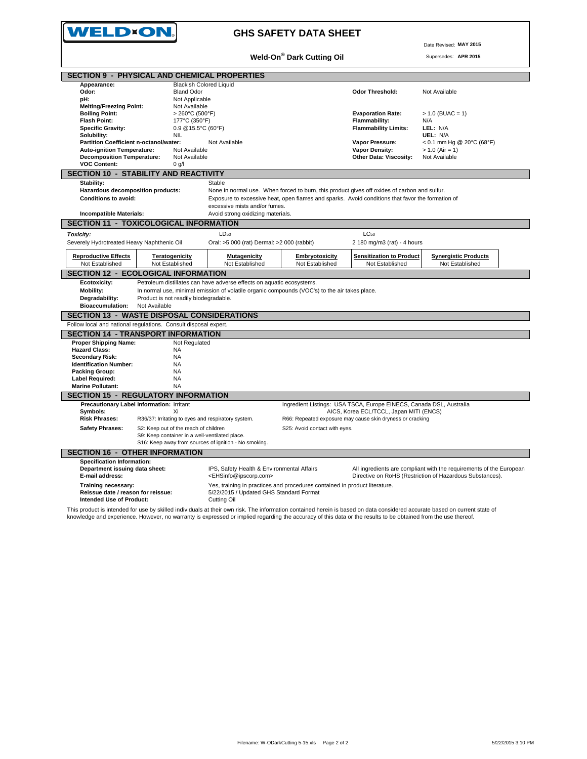WELD-ON

# GHS SAFETY DATA SHEET

Date Revised: **MAY 2015**

**Weld-On® Dark Cutting Oil**

Supersedes: **APR 2015**

## SECTION 9 - PHYSICAL AND CHEMICAL PROPERTIES

| | | | |
|---|---|---|---|
| **Appearance:** | Blackish Colored Liquid | | |
| **Odor:** | Bland Odor | **Odor Threshold:** | Not Available |
| **pH:** | Not Applicable | | |
| **Melting/Freezing Point:** | Not Available | | |
| **Boiling Point:** | > 260°C (500°F) | **Evaporation Rate:** | > 1.0 (BUAC = 1) |
| **Flash Point:** | 177°C (350°F) | **Flammability:** | N/A |
| **Specific Gravity:** | 0.9 @15.5°C (60°F) | **Flammability Limits:** | **LEL:** N/A |
| **Solubility:** | NIL | | **UEL:** N/A |
| **Partition Coefficient n-octanol/water:** | Not Available | **Vapor Pressure:** | < 0.1 mm Hg @ 20°C (68°F) |
| **Auto-ignition Temperature:** | Not Available | **Vapor Density:** | > 1.0 (Air = 1) |
| **Decomposition Temperature:** | Not Available | **Other Data: Viscosity:** | Not Available |
| **VOC Content:** | 0 g/l | | |

## SECTION 10 - STABILITY AND REACTIVITY

**Stability:** Stable

**Hazardous decomposition products:** None in normal use. When forced to burn, this product gives off oxides of carbon and sulfur.

**Conditions to avoid:** Exposure to excessive heat, open flames and sparks. Avoid conditions that favor the formation of excessive mists and/or fumes.

**Incompatible Materials:** Avoid strong oxidizing materials.

## SECTION 11 - TOXICOLOGICAL INFORMATION

| ***Toxicity:*** | $LD_{50}$ | $LC_{50}$ |
|---|---|---|
| Severely Hydrotreated Heavy Naphthenic Oil | Oral: >5 000 (rat) Dermal: >2 000 (rabbit) | 2 180 mg/m3 (rat) - 4 hours |

| Reproductive Effects | Teratogenicity | Mutagenicity | Embryotoxicity | Sensitization to Product | Synergistic Products |
|---|---|---|---|---|---|
| Not Established | Not Established | Not Established | Not Established | Not Established | Not Established |

## SECTION 12 - ECOLOGICAL INFORMATION

**Ecotoxicity:** Petroleum distillates can have adverse effects on aquatic ecosystems.

**Mobility:** In normal use, minimal emission of volatile organic compounds (VOC's) to the air takes place.

**Degradability:** Product is not readily biodegradable.

**Bioaccumulation:** Not Available

## SECTION 13 - WASTE DISPOSAL CONSIDERATIONS

Follow local and national regulations. Consult disposal expert.

## SECTION 14 - TRANSPORT INFORMATION

| | |
|---|---|
| **Proper Shipping Name:** | Not Regulated |
| **Hazard Class:** | NA |
| **Secondary Risk:** | NA |
| **Identification Number:** | NA |
| **Packing Group:** | NA |
| **Label Required:** | NA |
| **Marine Pollutant:** | NA |

## SECTION 15 - REGULATORY INFORMATION

**Precautionary Label Information:** Irritant

**Symbols:** Xi

**Risk Phrases:** R36/37: Irritating to eyes and respiratory system.

**Safety Phrases:** S2: Keep out of the reach of children
S9: Keep container in a well-ventilated place.
S16: Keep away from sources of ignition - No smoking.

Ingredient Listings: USA TSCA, Europe EINECS, Canada DSL, Australia AICS, Korea ECL/TCCL, Japan MITI (ENCS)

R66: Repeated exposure may cause skin dryness or cracking

S25: Avoid contact with eyes.

## SECTION 16 - OTHER INFORMATION

**Specification Information:**

**Department issuing data sheet:** IPS, Safety Health & Environmental Affairs

**E-mail address:** <EHSinfo@ipscorp.com>

All ingredients are compliant with the requirements of the European Directive on RoHS (Restriction of Hazardous Substances).

**Training necessary:** Yes, training in practices and procedures contained in product literature.

**Reissue date / reason for reissue:** 5/22/2015 / Updated GHS Standard Format

**Intended Use of Product:** Cutting Oil

This product is intended for use by skilled individuals at their own risk. The information contained herein is based on data considered accurate based on current state of knowledge and experience. However, no warranty is expressed or implied regarding the accuracy of this data or the results to be obtained from the use thereof.